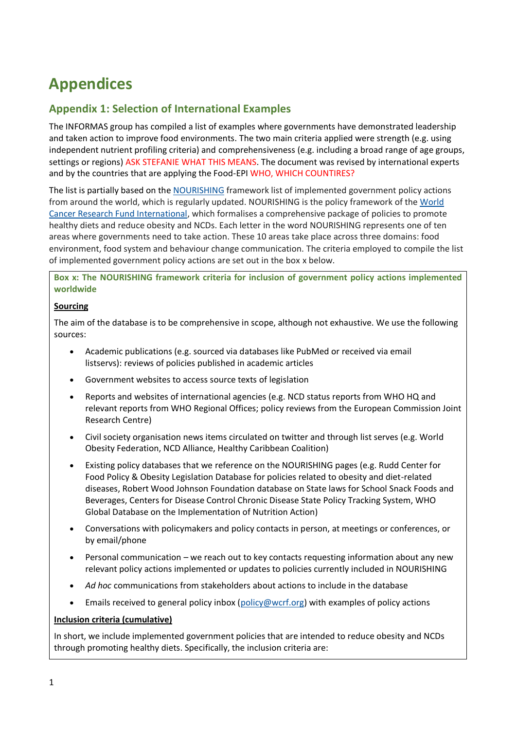# Appendices

## Appendix 1: Selection of International Examples

The INFORMAS group has compiled a list of examples where governments have demonstrated leadership and taken action to improve food environments. The two main criteria applied were strength (e.g. using independent nutrient profiling criteria) and comprehensiveness (e.g. including a broad range of age groups, settings or regions) ASK STEFANIE WHAT THIS MEANS. The document was revised by international experts and by the countries that are applying the Food-EPI WHO, WHICH COUNTIRES?

The list is partially based on the NOURISHING framework list of implemented government policy actions from around the world, which is regularly updated. NOURISHING is the policy framework of the World Cancer Research Fund International, which formalises a comprehensive package of policies to promote healthy diets and reduce obesity and NCDs. Each letter in the word NOURISHING represents one of ten areas where governments need to take action. These 10 areas take place across three domains: food environment, food system and behaviour change communication. The criteria employed to compile the list of implemented government policy actions are set out in the box x below.

**Box x: The NOURISHING framework criteria for inclusion of government policy actions implemented worldwide**

**Sourcing**

The aim of the database is to be comprehensive in scope, although not exhaustive. We use the following sources:

- Academic publications (e.g. sourced via databases like PubMed or received via email listservs): reviews of policies published in academic articles
- Government websites to access source texts of legislation
- Reports and websites of international agencies (e.g. NCD status reports from WHO HQ and relevant reports from WHO Regional Offices; policy reviews from the European Commission Joint Research Centre)
- Civil society organisation news items circulated on twitter and through list serves (e.g. World Obesity Federation, NCD Alliance, Healthy Caribbean Coalition)
- Existing policy databases that we reference on the NOURISHING pages (e.g. Rudd Center for Food Policy & Obesity Legislation Database for policies related to obesity and diet-related diseases, Robert Wood Johnson Foundation database on State laws for School Snack Foods and Beverages, Centers for Disease Control Chronic Disease State Policy Tracking System, WHO Global Database on the Implementation of Nutrition Action)
- Conversations with policymakers and policy contacts in person, at meetings or conferences, or by email/phone
- Personal communication – we reach out to key contacts requesting information about any new relevant policy actions implemented or updates to policies currently included in NOURISHING
- *Ad hoc* communications from stakeholders about actions to include in the database
- Emails received to general policy inbox (policy@wcrf.org) with examples of policy actions

**Inclusion criteria (cumulative)**

In short, we include implemented government policies that are intended to reduce obesity and NCDs through promoting healthy diets. Specifically, the inclusion criteria are: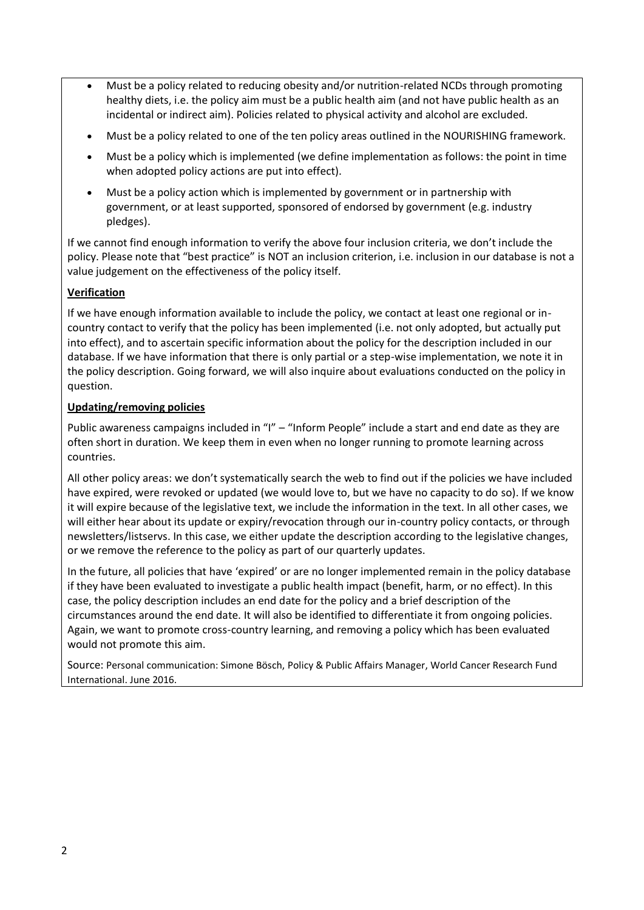- Must be a policy related to reducing obesity and/or nutrition-related NCDs through promoting healthy diets, i.e. the policy aim must be a public health aim (and not have public health as an incidental or indirect aim). Policies related to physical activity and alcohol are excluded.
- Must be a policy related to one of the ten policy areas outlined in the NOURISHING framework.
- Must be a policy which is implemented (we define implementation as follows: the point in time when adopted policy actions are put into effect).
- Must be a policy action which is implemented by government or in partnership with government, or at least supported, sponsored of endorsed by government (e.g. industry pledges).

If we cannot find enough information to verify the above four inclusion criteria, we don't include the policy. Please note that "best practice" is NOT an inclusion criterion, i.e. inclusion in our database is not a value judgement on the effectiveness of the policy itself.

**Verification**

If we have enough information available to include the policy, we contact at least one regional or in-country contact to verify that the policy has been implemented (i.e. not only adopted, but actually put into effect), and to ascertain specific information about the policy for the description included in our database. If we have information that there is only partial or a step-wise implementation, we note it in the policy description. Going forward, we will also inquire about evaluations conducted on the policy in question.

**Updating/removing policies**

Public awareness campaigns included in "I" – "Inform People" include a start and end date as they are often short in duration. We keep them in even when no longer running to promote learning across countries.

All other policy areas: we don't systematically search the web to find out if the policies we have included have expired, were revoked or updated (we would love to, but we have no capacity to do so). If we know it will expire because of the legislative text, we include the information in the text. In all other cases, we will either hear about its update or expiry/revocation through our in-country policy contacts, or through newsletters/listservs. In this case, we either update the description according to the legislative changes, or we remove the reference to the policy as part of our quarterly updates.

In the future, all policies that have 'expired' or are no longer implemented remain in the policy database if they have been evaluated to investigate a public health impact (benefit, harm, or no effect). In this case, the policy description includes an end date for the policy and a brief description of the circumstances around the end date. It will also be identified to differentiate it from ongoing policies. Again, we want to promote cross-country learning, and removing a policy which has been evaluated would not promote this aim.

Source: Personal communication: Simone Bösch, Policy & Public Affairs Manager, World Cancer Research Fund International. June 2016.